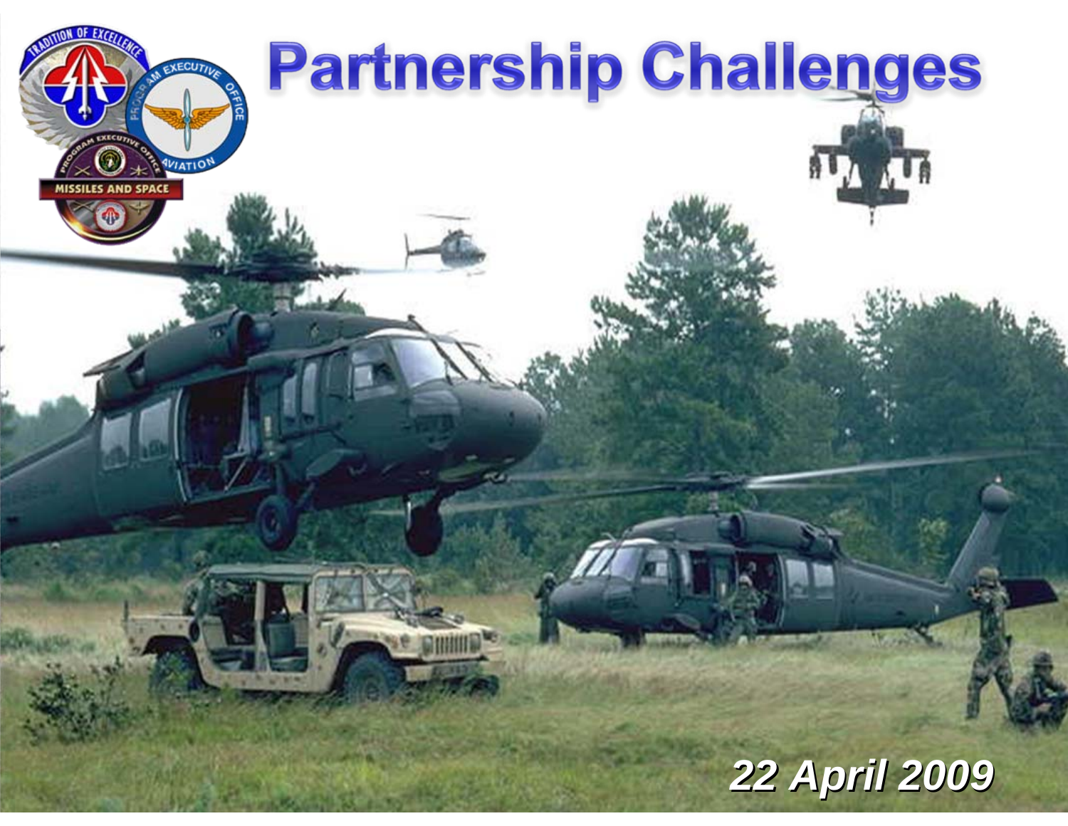# Partnership Challenges

*22 April 2009*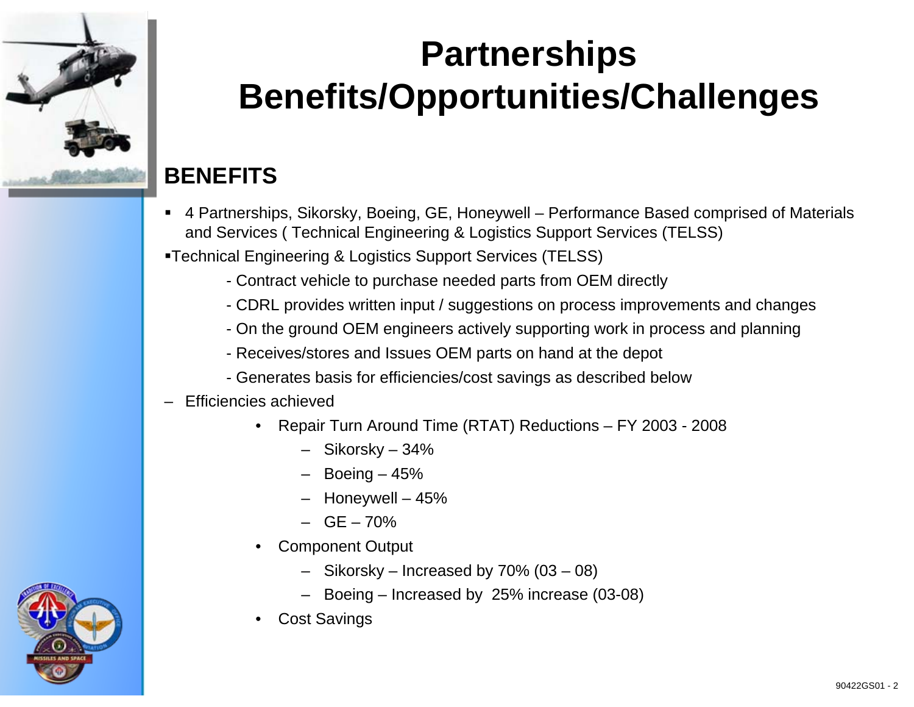# Partnerships Benefits/Opportunities/Challenges

## BENEFITS

- 4 Partnerships, Sikorsky, Boeing, GE, Honeywell – Performance Based comprised of Materials and Services ( Technical Engineering & Logistics Support Services (TELSS)
- Technical Engineering & Logistics Support Services (TELSS)
  - Contract vehicle to purchase needed parts from OEM directly
  - CDRL provides written input / suggestions on process improvements and changes
  - On the ground OEM engineers actively supporting work in process and planning
  - Receives/stores and Issues OEM parts on hand at the depot
  - Generates basis for efficiencies/cost savings as described below
- Efficiencies achieved
  - Repair Turn Around Time (RTAT) Reductions – FY 2003 - 2008
    - Sikorsky – 34%
    - Boeing – 45%
    - Honeywell – 45%
    - GE – 70%
  - Component Output
    - Sikorsky – Increased by 70% (03 – 08)
    - Boeing – Increased by 25% increase (03-08)
  - Cost Savings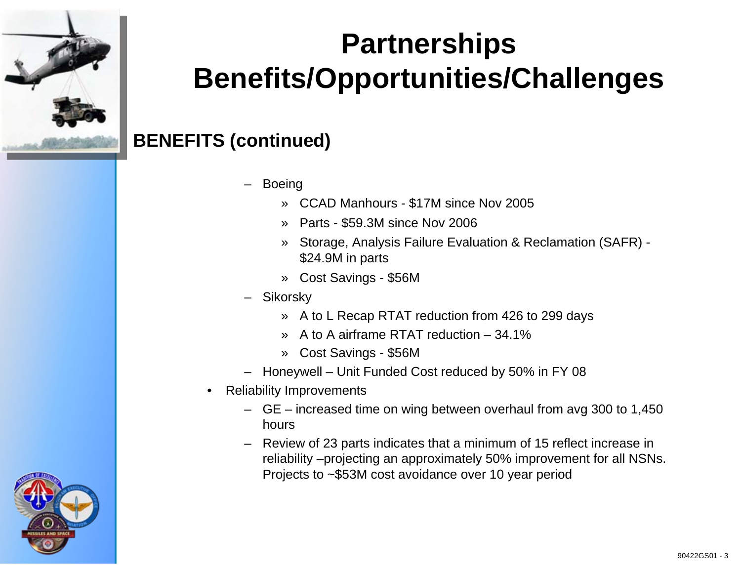# Partnerships Benefits/Opportunities/Challenges

## BENEFITS (continued)

- Boeing
  - CCAD Manhours - $17M since Nov 2005
  - Parts - $59.3M since Nov 2006
  - Storage, Analysis Failure Evaluation & Reclamation (SAFR) - $24.9M in parts
  - Cost Savings - $56M
- Sikorsky
  - A to L Recap RTAT reduction from 426 to 299 days
  - A to A airframe RTAT reduction – 34.1%
  - Cost Savings - $56M
- Honeywell – Unit Funded Cost reduced by 50% in FY 08

- Reliability Improvements
  - GE – increased time on wing between overhaul from avg 300 to 1,450 hours
  - Review of 23 parts indicates that a minimum of 15 reflect increase in reliability –projecting an approximately 50% improvement for all NSNs. Projects to ~$53M cost avoidance over 10 year period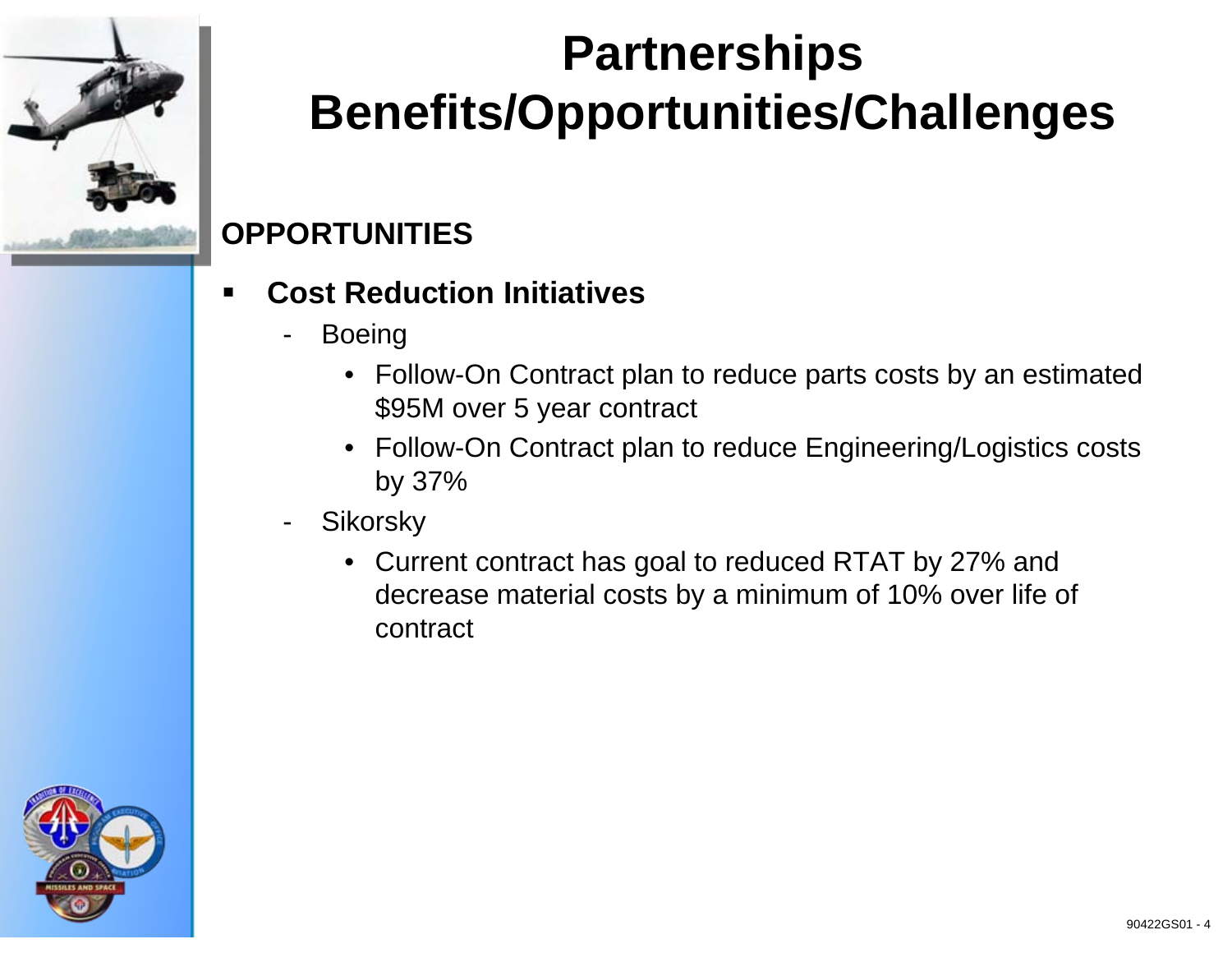# Partnerships Benefits/Opportunities/Challenges

## OPPORTUNITIES

- **Cost Reduction Initiatives**
  - Boeing
    - Follow-On Contract plan to reduce parts costs by an estimated $95M over 5 year contract
    - Follow-On Contract plan to reduce Engineering/Logistics costs by 37%
  - Sikorsky
    - Current contract has goal to reduced RTAT by 27% and decrease material costs by a minimum of 10% over life of contract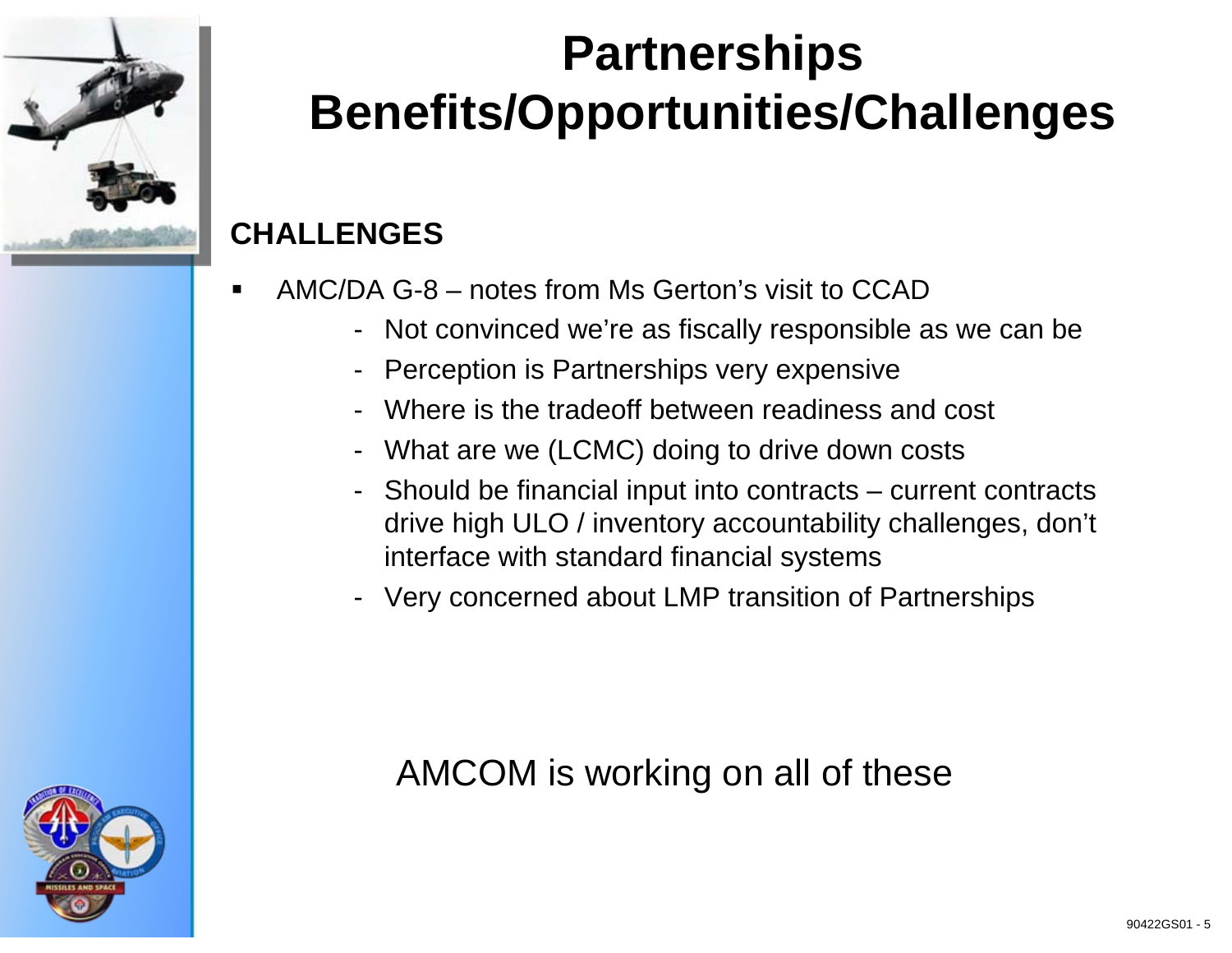# Partnerships Benefits/Opportunities/Challenges

## CHALLENGES

- AMC/DA G-8 – notes from Ms Gerton's visit to CCAD
  - Not convinced we're as fiscally responsible as we can be
  - Perception is Partnerships very expensive
  - Where is the tradeoff between readiness and cost
  - What are we (LCMC) doing to drive down costs
  - Should be financial input into contracts – current contracts drive high ULO / inventory accountability challenges, don't interface with standard financial systems
  - Very concerned about LMP transition of Partnerships

AMCOM is working on all of these